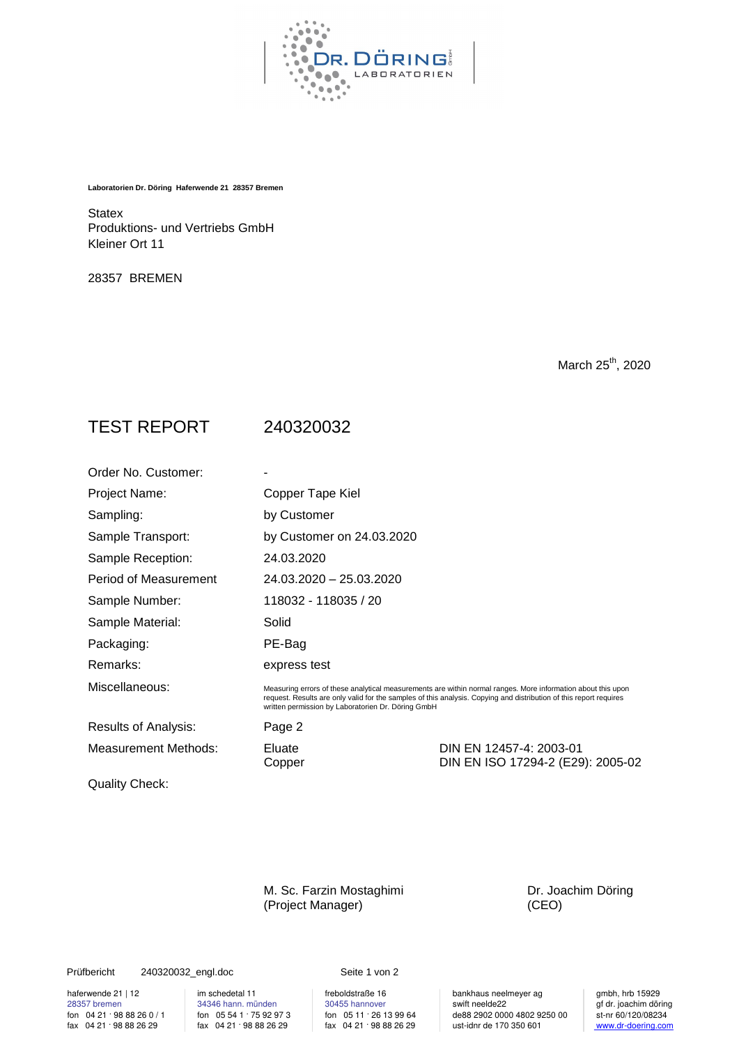Laboratorien Dr. Döring Haferwende 21 28357 Bremen

Statex
Produktions- und Vertriebs GmbH
Kleiner Ort 11

28357 BREMEN

March 25th, 2020

# TEST REPORT 240320032

| | | |
|---|---|---|
| Order No. Customer: | - | |
| Project Name: | Copper Tape Kiel | |
| Sampling: | by Customer | |
| Sample Transport: | by Customer on 24.03.2020 | |
| Sample Reception: | 24.03.2020 | |
| Period of Measurement | 24.03.2020 – 25.03.2020 | |
| Sample Number: | 118032 - 118035 / 20 | |
| Sample Material: | Solid | |
| Packaging: | PE-Bag | |
| Remarks: | express test | |
| Miscellaneous: | Measuring errors of these analytical measurements are within normal ranges. More information about this upon request. Results are only valid for the samples of this analysis. Copying and distribution of this report requires written permission by Laboratorien Dr. Döring GmbH | |
| Results of Analysis: | Page 2 | |
| Measurement Methods: | Eluate | DIN EN 12457-4: 2003-01 |
| | Copper | DIN EN ISO 17294-2 (E29): 2005-02 |
| Quality Check: | | |

M. Sc. Farzin Mostaghimi
(Project Manager)

Dr. Joachim Döring
(CEO)

Prüfbericht 240320032_engl.doc

haferwende 21 | 12
28357 bremen
fon 04 21 · 98 88 26 0 / 1
fax 04 21 · 98 88 26 29

im schedetal 11
34346 hann. münden
fon 05 54 1 · 75 92 97 3
fax 04 21 · 98 88 26 29

freboldstraße 16
30455 hannover
fon 05 11 · 26 13 99 64
fax 04 21 · 98 88 26 29

bankhaus neelmeyer ag
swift neelde22
de88 2902 0000 4802 9250 00
ust-idnr de 170 350 601

gmbh, hrb 15929
gf dr. joachim döring
st-nr 60/120/08234
www.dr-doering.com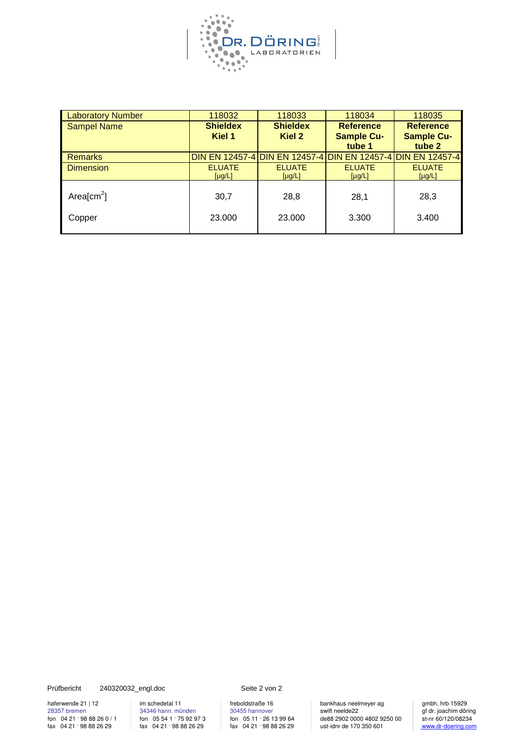| Laboratory Number | 118032 | 118033 | 118034 | 118035 |
|---|---|---|---|---|
| Sampel Name | **Shieldex Kiel 1** | **Shieldex Kiel 2** | **Reference Sample Cu-tube 1** | **Reference Sample Cu-tube 2** |
| Remarks | DIN EN 12457-4 | DIN EN 12457-4 | DIN EN 12457-4 | DIN EN 12457-4 |
| Dimension | ELUATE [µg/L] | ELUATE [µg/L] | ELUATE [µg/L] | ELUATE [µg/L] |
| Area[$cm^2$] | 30,7 | 28,8 | 28,1 | 28,3 |
| Copper | 23.000 | 23.000 | 3.300 | 3.400 |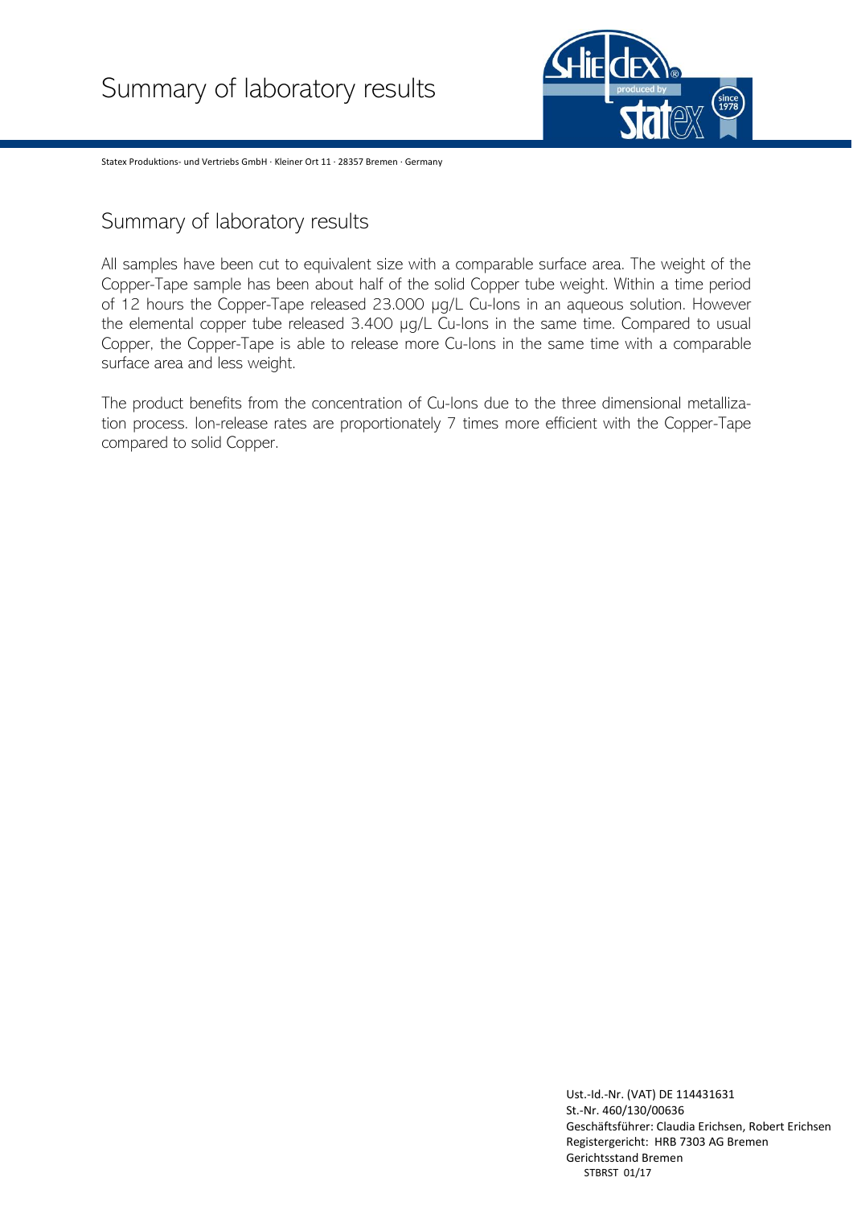# Summary of laboratory results

Statex Produktions- und Vertriebs GmbH · Kleiner Ort 11 · 28357 Bremen · Germany

## Summary of laboratory results

All samples have been cut to equivalent size with a comparable surface area. The weight of the Copper-Tape sample has been about half of the solid Copper tube weight. Within a time period of 12 hours the Copper-Tape released 23.000 µg/L Cu-Ions in an aqueous solution. However the elemental copper tube released 3.400 µg/L Cu-Ions in the same time. Compared to usual Copper, the Copper-Tape is able to release more Cu-Ions in the same time with a comparable surface area and less weight.

The product benefits from the concentration of Cu-Ions due to the three dimensional metallization process. Ion-release rates are proportionately 7 times more efficient with the Copper-Tape compared to solid Copper.

Ust.-Id.-Nr. (VAT) DE 114431631
St.-Nr. 460/130/00636
Geschäftsführer: Claudia Erichsen, Robert Erichsen
Registergericht: HRB 7303 AG Bremen
Gerichtsstand Bremen
STBRST 01/17